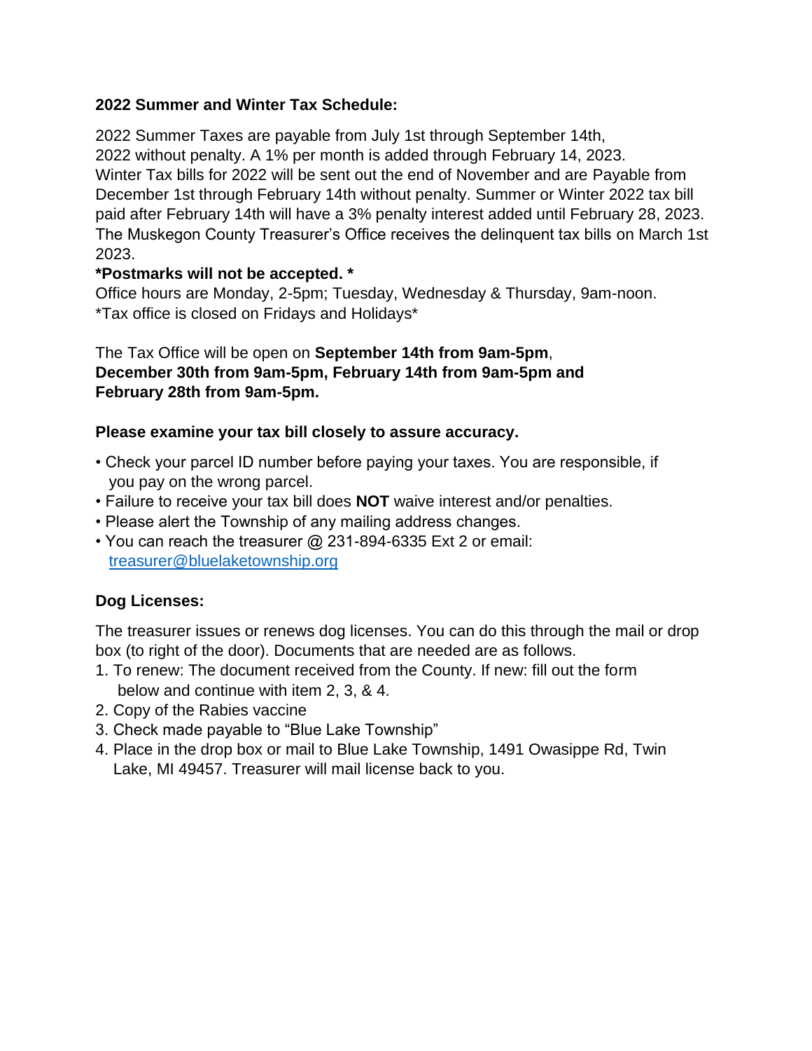**2022 Summer and Winter Tax Schedule:**

2022 Summer Taxes are payable from July 1st through September 14th, 2022 without penalty. A 1% per month is added through February 14, 2023. Winter Tax bills for 2022 will be sent out the end of November and are Payable from December 1st through February 14th without penalty. Summer or Winter 2022 tax bill paid after February 14th will have a 3% penalty interest added until February 28, 2023. The Muskegon County Treasurer's Office receives the delinquent tax bills on March 1st 2023.

**\*Postmarks will not be accepted. \***

Office hours are Monday, 2-5pm; Tuesday, Wednesday & Thursday, 9am-noon.
\*Tax office is closed on Fridays and Holidays\*

The Tax Office will be open on **September 14th from 9am-5pm**, **December 30th from 9am-5pm, February 14th from 9am-5pm and February 28th from 9am-5pm.**

**Please examine your tax bill closely to assure accuracy.**

- Check your parcel ID number before paying your taxes. You are responsible, if you pay on the wrong parcel.
- Failure to receive your tax bill does **NOT** waive interest and/or penalties.
- Please alert the Township of any mailing address changes.
- You can reach the treasurer @ 231-894-6335 Ext 2 or email: [treasurer@bluelaketownship.org](mailto:treasurer@bluelaketownship.org)

**Dog Licenses:**

The treasurer issues or renews dog licenses. You can do this through the mail or drop box (to right of the door). Documents that are needed are as follows.

1. To renew: The document received from the County. If new: fill out the form below and continue with item 2, 3, & 4.
2. Copy of the Rabies vaccine
3. Check made payable to "Blue Lake Township"
4. Place in the drop box or mail to Blue Lake Township, 1491 Owasippe Rd, Twin Lake, MI 49457. Treasurer will mail license back to you.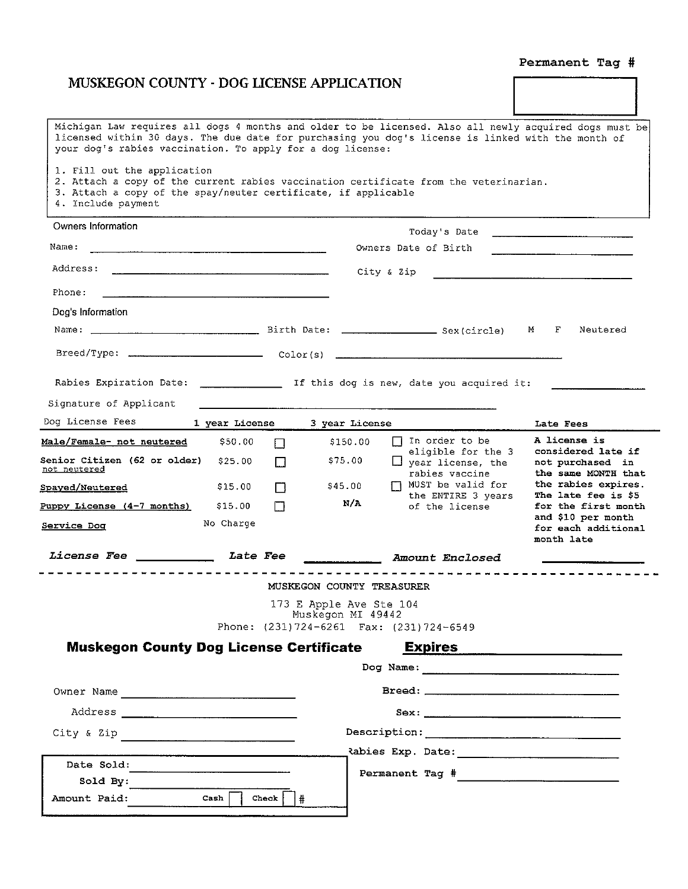Permanent Tag #

# MUSKEGON COUNTY - DOG LICENSE APPLICATION

Michigan Law requires all dogs 4 months and older to be licensed. Also all newly acquired dogs must be licensed within 30 days. The due date for purchasing you dog's license is linked with the month of your dog's rabies vaccination. To apply for a dog license:

1. Fill out the application
2. Attach a copy of the current rabies vaccination certificate from the veterinarian.
3. Attach a copy of the spay/neuter certificate, if applicable
4. Include payment

## Owners Information

Today's Date ____________________

Name: ______________________________ Owners Date of Birth ____________________

Address: ______________________________ City & Zip ____________________

Phone: ______________________________

## Dog's Information

Name: ____________________ Birth Date: ______________ Sex(circle) M F Neutered

Breed/Type: ____________________ Color(s) ______________________________

Rabies Expiration Date: ____________ If this dog is new, date you acquired it: ____________

Signature of Applicant ______________________________

| Dog License Fees | 1 year License | | 3 year License | | | Late Fees |
|---|---|---|---|---|---|---|
| **Male/Female- not neutered** | $50.00 | ☐ | $150.00 | ☐ | In order to be eligible for the 3 year license, the rabies vaccine MUST be valid for the ENTIRE 3 years of the license | **A license is considered late if not purchased in the same MONTH that the rabies expires. The late fee is $5 for the first month and $10 per month for each additional month late** |
| **Senior Citizen (62 or older)** not neutered | $25.00 | ☐ | $75.00 | ☐ | | |
| **Spayed/Neutered** | $15.00 | ☐ | $45.00 | ☐ | | |
| **Puppy License (4-7 months)** | $15.00 | ☐ | N/A | | | |
| **Service Dog** | No Charge | | | | | |

***License Fee*** __________ ***Late Fee*** __________ ***Amount Enclosed*** __________

---

MUSKEGON COUNTY TREASURER

173 E Apple Ave Ste 104
Muskegon MI 49442
Phone: (231)724-6261 Fax: (231)724-6549

## Muskegon County Dog License Certificate — Expires ____________________

Dog Name: ____________________

Owner Name ____________________ Breed: ____________________

Address ____________________ Sex: ____________________

City & Zip ____________________ Description: ____________________

Rabies Exp. Date: ____________________

Date Sold: ____________________

Sold By: ____________________

Amount Paid: ____________ Cash ☐ Check ☐ #

Permanent Tag # ____________________